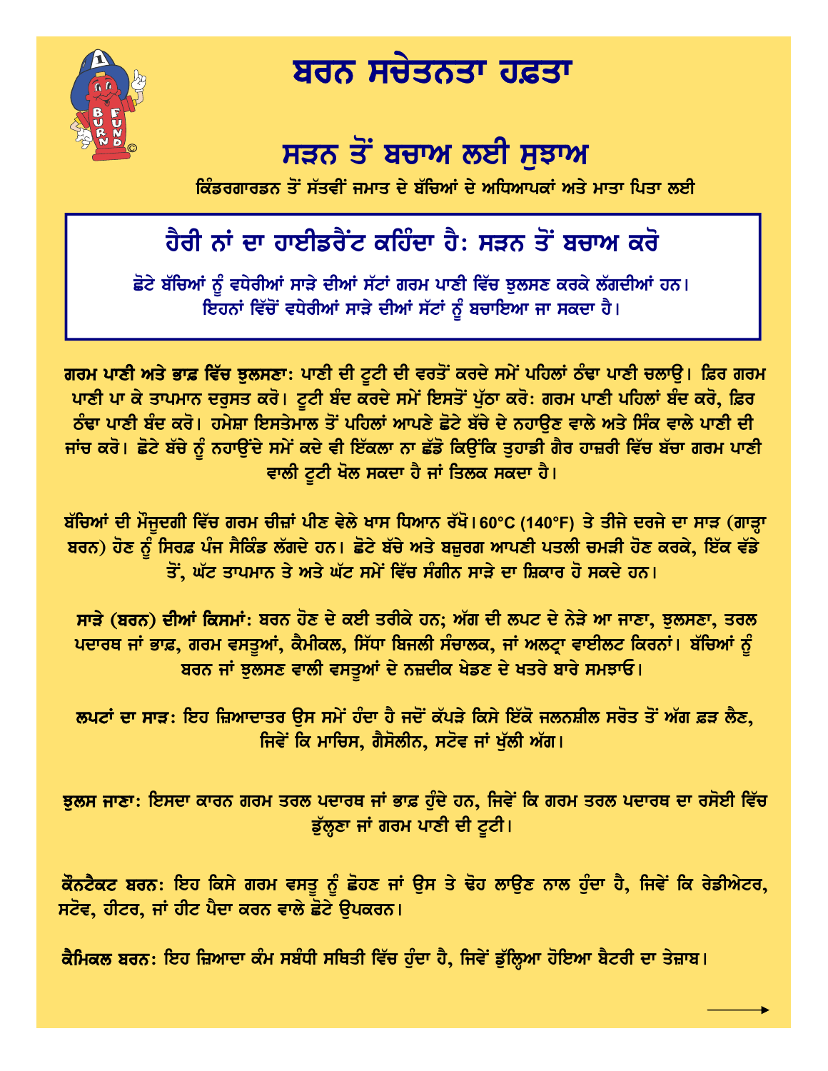# ਬਰਨ ਸਚੇਤਨਤਾ ਹਫ਼ਤਾ

## ਸੜਨ ਤੋਂ ਬਚਾਅ ਲਈ ਸੁਝਾਅ

**ਕਿੰਡਰਗਾਰਡਨ ਤੋਂ ਸੱਤਵੀਂ ਜਮਾਤ ਦੇ ਬੱਚਿਆਂ ਦੇ ਅਧਿਆਪਕਾਂ ਅਤੇ ਮਾਤਾ ਪਿਤਾ ਲਈ**

### ਹੈਰੀ ਨਾਂ ਦਾ ਹਾਈਡਰੈਂਟ ਕਹਿੰਦਾ ਹੈ: ਸੜਨ ਤੋਂ ਬਚਾਅ ਕਰੋ

**ਛੋਟੇ ਬੱਚਿਆਂ ਨੂੰ ਵਧੇਰੀਆਂ ਸਾੜੇ ਦੀਆਂ ਸੱਟਾਂ ਗਰਮ ਪਾਣੀ ਵਿੱਚ ਝੁਲਸਣ ਕਰਕੇ ਲੱਗਦੀਆਂ ਹਨ। ਇਹਨਾਂ ਵਿੱਚੋਂ ਵਧੇਰੀਆਂ ਸਾੜੇ ਦੀਆਂ ਸੱਟਾਂ ਨੂੰ ਬਚਾਇਆ ਜਾ ਸਕਦਾ ਹੈ।**

**ਗਰਮ ਪਾਣੀ ਅਤੇ ਭਾਫ਼ ਵਿੱਚ ਝੁਲਸਣਾ:** ਪਾਣੀ ਦੀ ਟੂਟੀ ਦੀ ਵਰਤੋਂ ਕਰਦੇ ਸਮੇਂ ਪਹਿਲਾਂ ਠੰਢਾ ਪਾਣੀ ਚਲਾਉ। ਫ਼ਿਰ ਗਰਮ ਪਾਣੀ ਪਾ ਕੇ ਤਾਪਮਾਨ ਦਰੁਸਤ ਕਰੋ। ਟੂਟੀ ਬੰਦ ਕਰਦੇ ਸਮੇਂ ਇਸਤੋਂ ਪੁੱਠਾ ਕਰੋ: ਗਰਮ ਪਾਣੀ ਪਹਿਲਾਂ ਬੰਦ ਕਰੋ, ਫ਼ਿਰ ਠੰਢਾ ਪਾਣੀ ਬੰਦ ਕਰੋ। ਹਮੇਸ਼ਾ ਇਸਤੇਮਾਲ ਤੋਂ ਪਹਿਲਾਂ ਆਪਣੇ ਛੋਟੇ ਬੱਚੇ ਦੇ ਨਹਾਉਣ ਵਾਲੇ ਅਤੇ ਸਿੰਕ ਵਾਲੇ ਪਾਣੀ ਦੀ ਜਾਂਚ ਕਰੋ। ਛੋਟੇ ਬੱਚੇ ਨੂੰ ਨਹਾਉਂਦੇ ਸਮੇਂ ਕਦੇ ਵੀ ਇੱਕਲਾ ਨਾ ਛੱਡੋ ਕਿਉਂਕਿ ਤੁਹਾਡੀ ਗੈਰ ਹਾਜ਼ਰੀ ਵਿੱਚ ਬੱਚਾ ਗਰਮ ਪਾਣੀ ਵਾਲੀ ਟੂਟੀ ਖੋਲ ਸਕਦਾ ਹੈ ਜਾਂ ਤਿਲਕ ਸਕਦਾ ਹੈ।

ਬੱਚਿਆਂ ਦੀ ਮੌਜੂਦਗੀ ਵਿੱਚ ਗਰਮ ਚੀਜ਼ਾਂ ਪੀਣ ਵੇਲੇ ਖਾਸ ਧਿਆਨ ਰੱਖੋ। 60°C (140°F) ਤੇ ਤੀਜੇ ਦਰਜੇ ਦਾ ਸਾੜ (ਗਾੜ੍ਹਾ ਬਰਨ) ਹੋਣ ਨੂੰ ਸਿਰਫ਼ ਪੰਜ ਸੈਕਿੰਡ ਲੱਗਦੇ ਹਨ। ਛੋਟੇ ਬੱਚੇ ਅਤੇ ਬਜ਼ੁਰਗ ਆਪਣੀ ਪਤਲੀ ਚਮੜੀ ਹੋਣ ਕਰਕੇ, ਇੱਕ ਵੱਡੇ ਤੋਂ, ਘੱਟ ਤਾਪਮਾਨ ਤੇ ਅਤੇ ਘੱਟ ਸਮੇਂ ਵਿੱਚ ਸੰਗੀਨ ਸਾੜੇ ਦਾ ਸ਼ਿਕਾਰ ਹੋ ਸਕਦੇ ਹਨ।

**ਸਾੜੇ (ਬਰਨ) ਦੀਆਂ ਕਿਸਮਾਂ:** ਬਰਨ ਹੋਣ ਦੇ ਕਈ ਤਰੀਕੇ ਹਨ; ਅੱਗ ਦੀ ਲਪਟ ਦੇ ਨੇੜੇ ਆ ਜਾਣਾ, ਝੁਲਸਣਾ, ਤਰਲ ਪਦਾਰਥ ਜਾਂ ਭਾਫ਼, ਗਰਮ ਵਸਤੂਆਂ, ਕੈਮੀਕਲ, ਸਿੱਧਾ ਬਿਜਲੀ ਸੰਚਾਲਕ, ਜਾਂ ਅਲਟ੍ਰਾ ਵਾਈਲਟ ਕਿਰਨਾਂ। ਬੱਚਿਆਂ ਨੂੰ ਬਰਨ ਜਾਂ ਝੁਲਸਣ ਵਾਲੀ ਵਸਤੂਆਂ ਦੇ ਨਜ਼ਦੀਕ ਖੇਡਣ ਦੇ ਖਤਰੇ ਬਾਰੇ ਸਮਝਾਓ।

**ਲਪਟਾਂ ਦਾ ਸਾੜ:** ਇਹ ਜ਼ਿਆਦਾਤਰ ਉਸ ਸਮੇਂ ਹੁੰਦਾ ਹੈ ਜਦੋਂ ਕੱਪੜੇ ਕਿਸੇ ਇੱਕੋ ਜਲਨਸ਼ੀਲ ਸਰੋਤ ਤੋਂ ਅੱਗ ਫ਼ੜ ਲੈਣ, ਜਿਵੇਂ ਕਿ ਮਾਚਿਸ, ਗੈਸੋਲੀਨ, ਸਟੋਵ ਜਾਂ ਖੁੱਲੀ ਅੱਗ।

**ਝੁਲਸ ਜਾਣਾ:** ਇਸਦਾ ਕਾਰਨ ਗਰਮ ਤਰਲ ਪਦਾਰਥ ਜਾਂ ਭਾਫ਼ ਹੁੰਦੇ ਹਨ, ਜਿਵੇਂ ਕਿ ਗਰਮ ਤਰਲ ਪਦਾਰਥ ਦਾ ਰਸੋਈ ਵਿੱਚ ਡੁੱਲ੍ਹਣਾ ਜਾਂ ਗਰਮ ਪਾਣੀ ਦੀ ਟੂਟੀ।

**ਕੌਨਟੈਕਟ ਬਰਨ:** ਇਹ ਕਿਸੇ ਗਰਮ ਵਸਤੂ ਨੂੰ ਛੋਹਣ ਜਾਂ ਉਸ ਤੇ ਢੋਹ ਲਾਉਣ ਨਾਲ ਹੁੰਦਾ ਹੈ, ਜਿਵੇਂ ਕਿ ਰੇਡੀਐਟਰ, ਸਟੋਵ, ਹੀਟਰ, ਜਾਂ ਹੀਟ ਪੈਦਾ ਕਰਨ ਵਾਲੇ ਛੋਟੇ ਉਪਕਰਨ।

**ਕੈਮਿਕਲ ਬਰਨ:** ਇਹ ਜ਼ਿਆਦਾ ਕੰਮ ਸਬੰਧੀ ਸਥਿਤੀ ਵਿੱਚ ਹੁੰਦਾ ਹੈ, ਜਿਵੇਂ ਡੁੱਲ੍ਹਿਆ ਹੋਇਆ ਬੈਟਰੀ ਦਾ ਤੇਜ਼ਾਬ।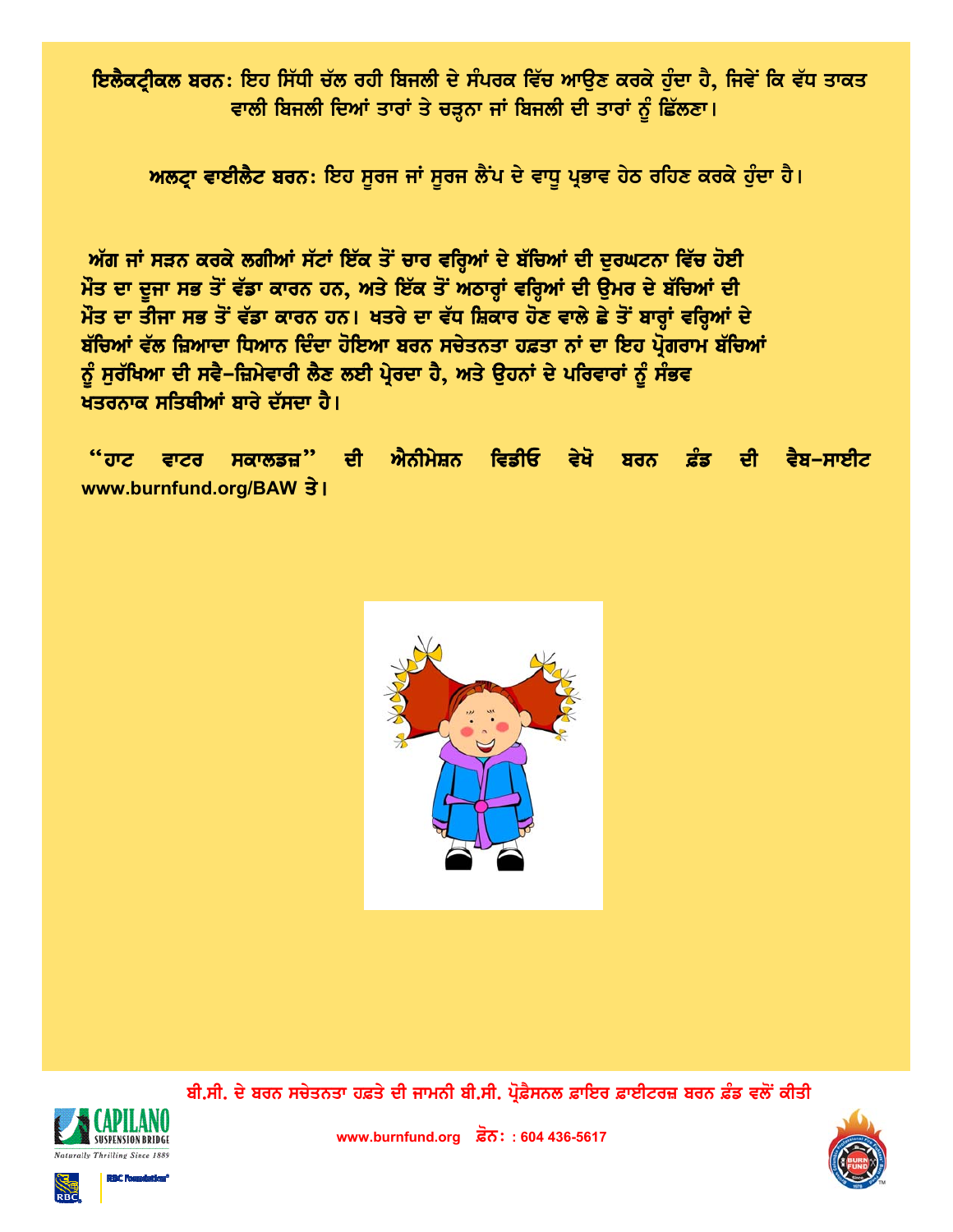**ਇਲੈਕਟ੍ਰੀਕਲ ਬਰਨ:** ਇਹ ਸਿੱਧੀ ਚੱਲ ਰਹੀ ਬਿਜਲੀ ਦੇ ਸੰਪਰਕ ਵਿੱਚ ਆਉਣ ਕਰਕੇ ਹੁੰਦਾ ਹੈ, ਜਿਵੇਂ ਕਿ ਵੱਧ ਤਾਕਤ ਵਾਲੀ ਬਿਜਲੀ ਦਿਆਂ ਤਾਰਾਂ ਤੇ ਚੜ੍ਹਨਾ ਜਾਂ ਬਿਜਲੀ ਦੀ ਤਾਰਾਂ ਨੂੰ ਛਿੱਲਣਾ।

**ਅਲਟ੍ਰਾ ਵਾਈਲੈਟ ਬਰਨ:** ਇਹ ਸੂਰਜ ਜਾਂ ਸੂਰਜ ਲੈਂਪ ਦੇ ਵਾਧੂ ਪ੍ਰਭਾਵ ਹੇਠ ਰਹਿਣ ਕਰਕੇ ਹੁੰਦਾ ਹੈ।

**ਅੱਗ ਜਾਂ ਸੜਨ ਕਰਕੇ ਲਗੀਆਂ ਸੱਟਾਂ ਇੱਕ ਤੋਂ ਚਾਰ ਵਰ੍ਹਿਆਂ ਦੇ ਬੱਚਿਆਂ ਦੀ ਦੁਰਘਟਨਾ ਵਿੱਚ ਹੋਈ ਮੌਤ ਦਾ ਦੂਜਾ ਸਭ ਤੋਂ ਵੱਡਾ ਕਾਰਨ ਹਨ, ਅਤੇ ਇੱਕ ਤੋਂ ਅਠਾਰ੍ਹਾਂ ਵਰ੍ਹਿਆਂ ਦੀ ਉਮਰ ਦੇ ਬੱਚਿਆਂ ਦੀ ਮੌਤ ਦਾ ਤੀਜਾ ਸਭ ਤੋਂ ਵੱਡਾ ਕਾਰਨ ਹਨ। ਖਤਰੇ ਦਾ ਵੱਧ ਸ਼ਿਕਾਰ ਹੋਣ ਵਾਲੇ ਛੇ ਤੋਂ ਬਾਰ੍ਹਾਂ ਵਰ੍ਹਿਆਂ ਦੇ ਬੱਚਿਆਂ ਵੱਲ ਜ਼ਿਆਦਾ ਧਿਆਨ ਦਿੰਦਾ ਹੋਇਆ ਬਰਨ ਸਚੇਤਨਤਾ ਹਫ਼ਤਾ ਨਾਂ ਦਾ ਇਹ ਪ੍ਰੋਗਰਾਮ ਬੱਚਿਆਂ ਨੂੰ ਸੁਰੱਖਿਆ ਦੀ ਸਵੈ-ਜ਼ਿਮੇਵਾਰੀ ਲੈਣ ਲਈ ਪ੍ਰੇਰਦਾ ਹੈ, ਅਤੇ ਉਹਨਾਂ ਦੇ ਪਰਿਵਾਰਾਂ ਨੂੰ ਸੰਭਵ ਖਤਰਨਾਕ ਸਤਿਥੀਆਂ ਬਾਰੇ ਦੱਸਦਾ ਹੈ।**

**"ਹਾਟ ਵਾਟਰ ਸਕਾਲਡਜ਼" ਦੀ ਐਨੀਮੇਸ਼ਨ ਵਿਡੀਓ ਵੇਖੋ ਬਰਨ ਫ਼ੰਡ ਦੀ ਵੈਬ-ਸਾਈਟ www.burnfund.org/BAW ਤੇ।**

**ਬੀ.ਸੀ. ਦੇ ਬਰਨ ਸਚੇਤਨਤਾ ਹਫ਼ਤੇ ਦੀ ਜ਼ਾਮਨੀ ਬੀ.ਸੀ. ਪ੍ਰੋਫ਼ੈਸਨਲ ਫ਼ਾਇਰ ਫ਼ਾਈਟਰਜ਼ ਬਰਨ ਫ਼ੰਡ ਵਲੋਂ ਕੀਤੀ**

www.burnfund.org ਫ਼ੋਨ: : 604 436-5617